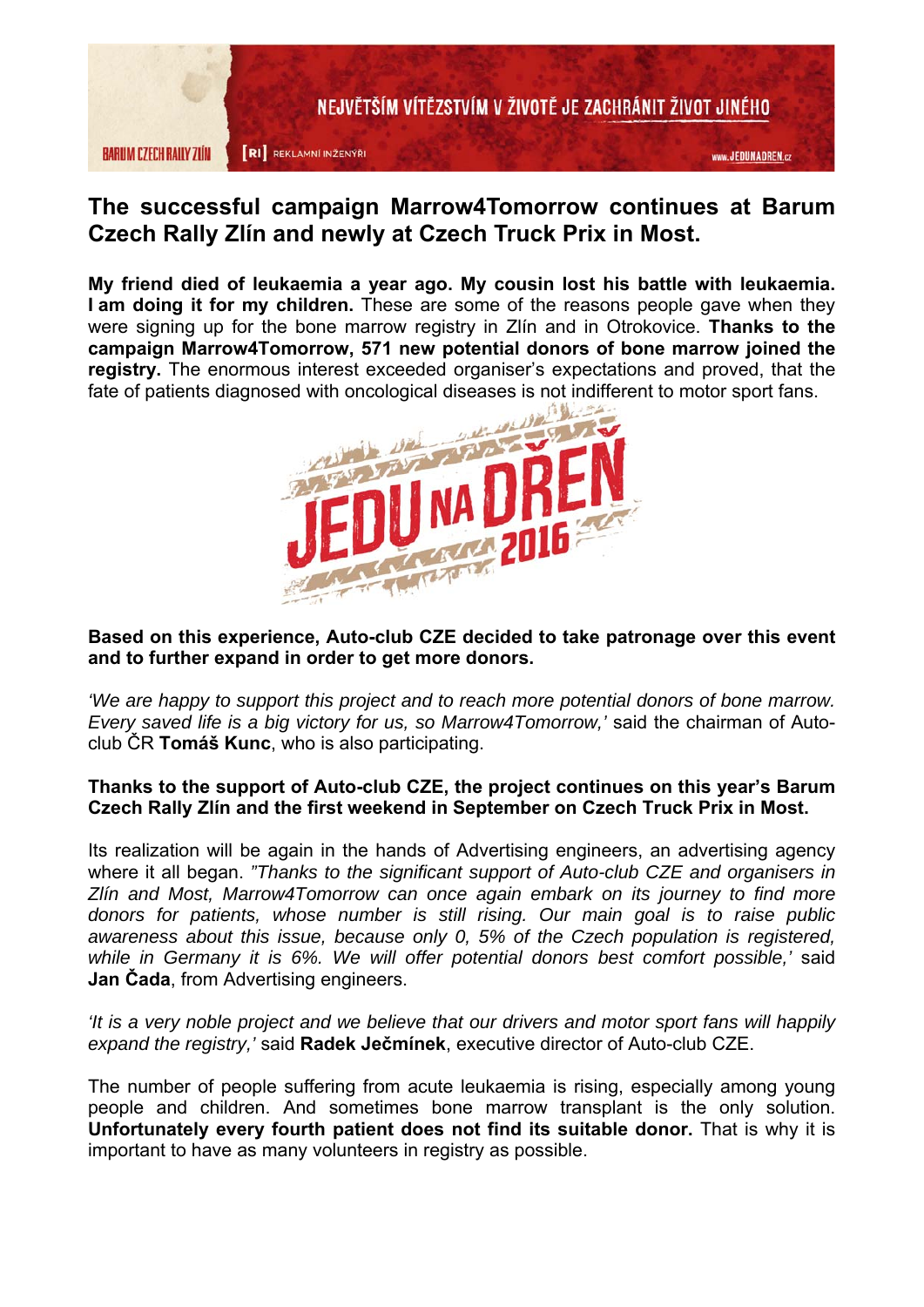NEJVĚTŠÍM VÍTĚZSTVÍM V ŽIVOTĚ JE ZACHRÁNIT ŽIVOT JINÉHO

BARUM CZECH RALLY ZLÍN [RI] REKLAMNÍ INŽENÝŘI www.JEDUNADREN.cz

## The successful campaign Marrow4Tomorrow continues at Barum Czech Rally Zlín and newly at Czech Truck Prix in Most.

**My friend died of leukaemia a year ago. My cousin lost his battle with leukaemia. I am doing it for my children.** These are some of the reasons people gave when they were signing up for the bone marrow registry in Zlín and in Otrokovice. **Thanks to the campaign Marrow4Tomorrow, 571 new potential donors of bone marrow joined the registry.** The enormous interest exceeded organiser's expectations and proved, that the fate of patients diagnosed with oncological diseases is not indifferent to motor sport fans.

JEDU NA DŘEŇ 2016

**Based on this experience, Auto-club CZE decided to take patronage over this event and to further expand in order to get more donors.**

*'We are happy to support this project and to reach more potential donors of bone marrow. Every saved life is a big victory for us, so Marrow4Tomorrow,'* said the chairman of Auto-club ČR **Tomáš Kunc**, who is also participating.

**Thanks to the support of Auto-club CZE, the project continues on this year's Barum Czech Rally Zlín and the first weekend in September on Czech Truck Prix in Most.**

Its realization will be again in the hands of Advertising engineers, an advertising agency where it all began. *"Thanks to the significant support of Auto-club CZE and organisers in Zlín and Most, Marrow4Tomorrow can once again embark on its journey to find more donors for patients, whose number is still rising. Our main goal is to raise public awareness about this issue, because only 0, 5% of the Czech population is registered, while in Germany it is 6%. We will offer potential donors best comfort possible,'* said **Jan Čada**, from Advertising engineers.

*'It is a very noble project and we believe that our drivers and motor sport fans will happily expand the registry,'* said **Radek Ječmínek**, executive director of Auto-club CZE.

The number of people suffering from acute leukaemia is rising, especially among young people and children. And sometimes bone marrow transplant is the only solution. **Unfortunately every fourth patient does not find its suitable donor.** That is why it is important to have as many volunteers in registry as possible.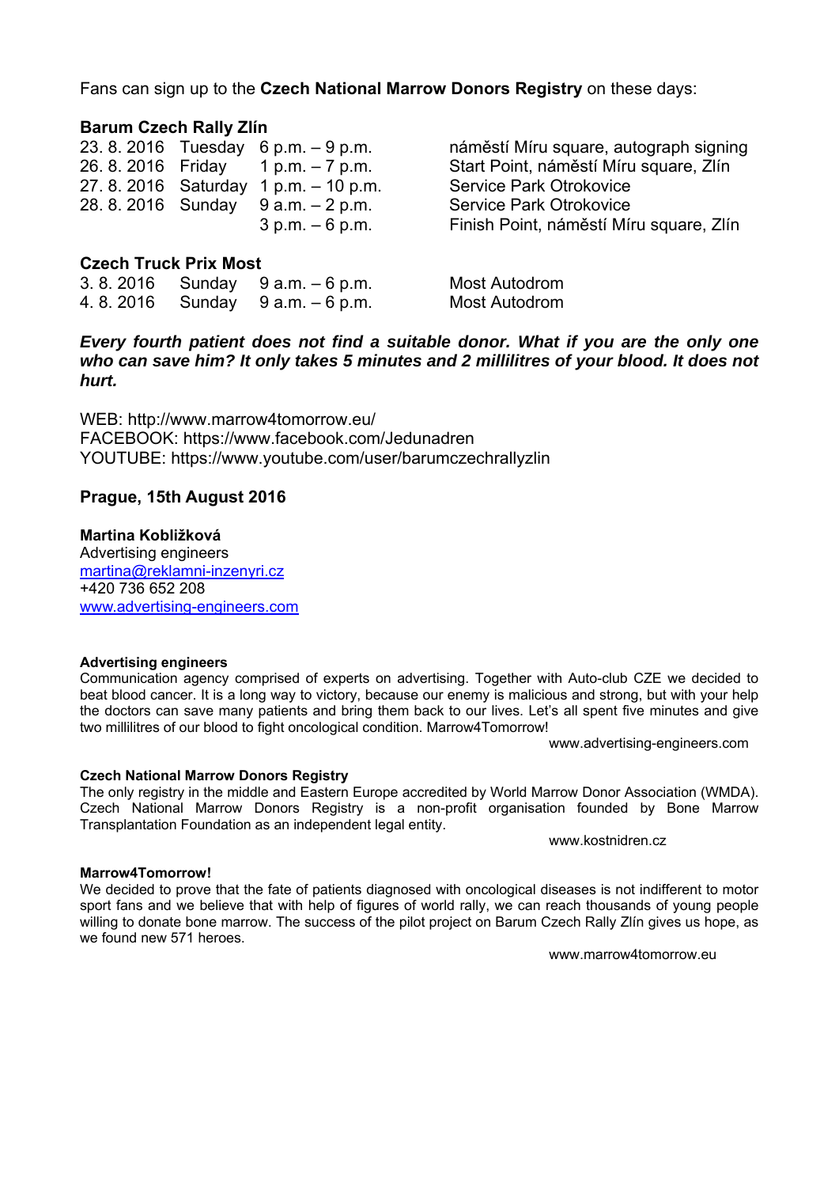Fans can sign up to the **Czech National Marrow Donors Registry** on these days:

**Barum Czech Rally Zlín**

| | | | |
|---|---|---|---|
| 23. 8. 2016 | Tuesday | 6 p.m. – 9 p.m. | náměstí Míru square, autograph signing |
| 26. 8. 2016 | Friday | 1 p.m. – 7 p.m. | Start Point, náměstí Míru square, Zlín |
| 27. 8. 2016 | Saturday | 1 p.m. – 10 p.m. | Service Park Otrokovice |
| 28. 8. 2016 | Sunday | 9 a.m. – 2 p.m. | Service Park Otrokovice |
| | | 3 p.m. – 6 p.m. | Finish Point, náměstí Míru square, Zlín |

**Czech Truck Prix Most**

| | | | |
|---|---|---|---|
| 3. 8. 2016 | Sunday | 9 a.m. – 6 p.m. | Most Autodrom |
| 4. 8. 2016 | Sunday | 9 a.m. – 6 p.m. | Most Autodrom |

***Every fourth patient does not find a suitable donor. What if you are the only one who can save him? It only takes 5 minutes and 2 millilitres of your blood. It does not hurt.***

WEB: http://www.marrow4tomorrow.eu/
FACEBOOK: https://www.facebook.com/Jedunadren
YOUTUBE: https://www.youtube.com/user/barumczechrallyzlin

**Prague, 15th August 2016**

**Martina Kobližková**
Advertising engineers
martina@reklamni-inzenyri.cz
+420 736 652 208
www.advertising-engineers.com

**Advertising engineers**
Communication agency comprised of experts on advertising. Together with Auto-club CZE we decided to beat blood cancer. It is a long way to victory, because our enemy is malicious and strong, but with your help the doctors can save many patients and bring them back to our lives. Let's all spent five minutes and give two millilitres of our blood to fight oncological condition. Marrow4Tomorrow!

www.advertising-engineers.com

**Czech National Marrow Donors Registry**
The only registry in the middle and Eastern Europe accredited by World Marrow Donor Association (WMDA). Czech National Marrow Donors Registry is a non-profit organisation founded by Bone Marrow Transplantation Foundation as an independent legal entity.

www.kostnidren.cz

**Marrow4Tomorrow!**
We decided to prove that the fate of patients diagnosed with oncological diseases is not indifferent to motor sport fans and we believe that with help of figures of world rally, we can reach thousands of young people willing to donate bone marrow. The success of the pilot project on Barum Czech Rally Zlín gives us hope, as we found new 571 heroes.

www.marrow4tomorrow.eu